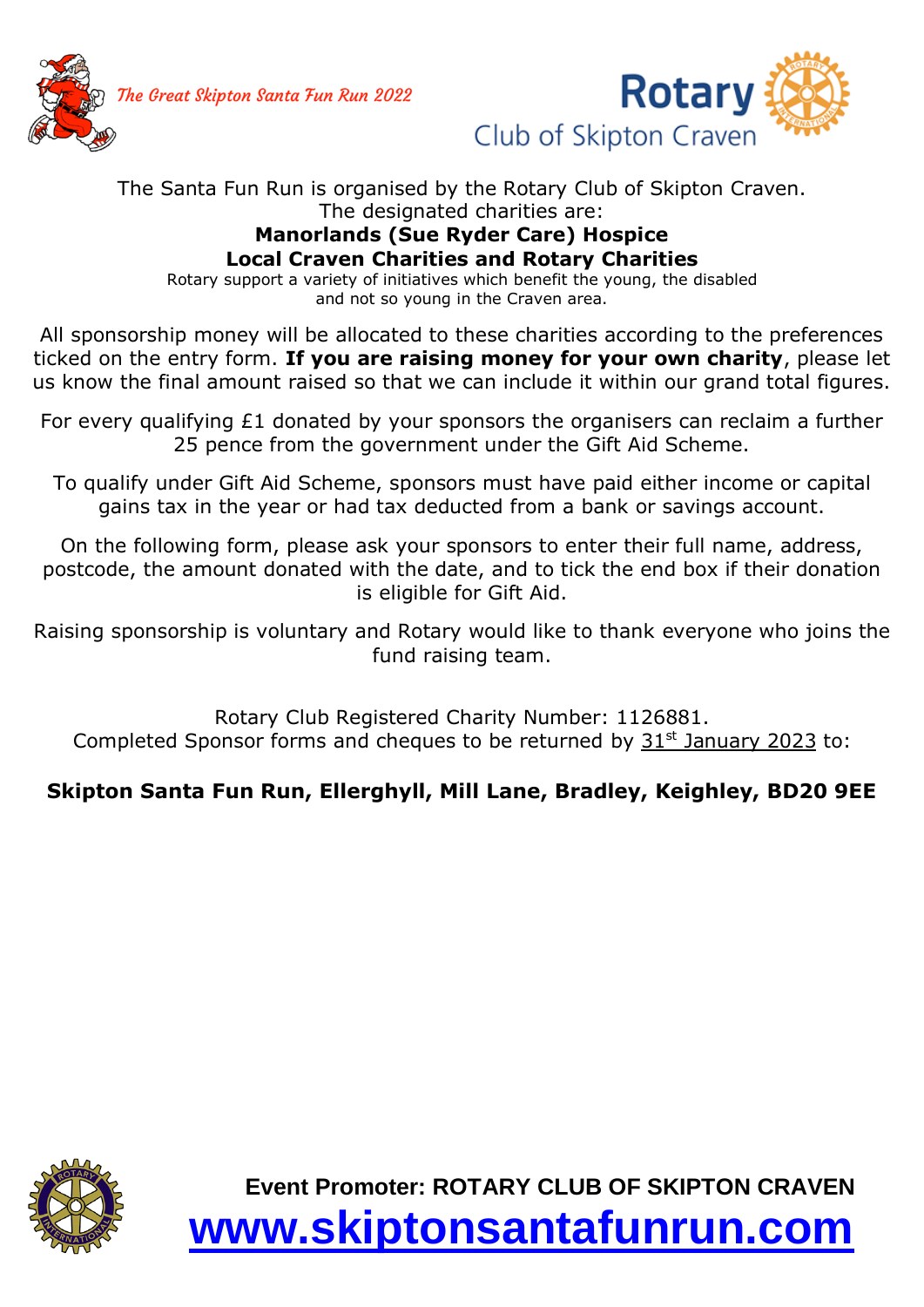*The Great Skipton Santa Fun Run 2022*

**Rotary**
Club of Skipton Craven

The Santa Fun Run is organised by the Rotary Club of Skipton Craven.
The designated charities are:

**Manorlands (Sue Ryder Care) Hospice**

**Local Craven Charities and Rotary Charities**

Rotary support a variety of initiatives which benefit the young, the disabled and not so young in the Craven area.

All sponsorship money will be allocated to these charities according to the preferences ticked on the entry form. **If you are raising money for your own charity**, please let us know the final amount raised so that we can include it within our grand total figures.

For every qualifying £1 donated by your sponsors the organisers can reclaim a further 25 pence from the government under the Gift Aid Scheme.

To qualify under Gift Aid Scheme, sponsors must have paid either income or capital gains tax in the year or had tax deducted from a bank or savings account.

On the following form, please ask your sponsors to enter their full name, address, postcode, the amount donated with the date, and to tick the end box if their donation is eligible for Gift Aid.

Raising sponsorship is voluntary and Rotary would like to thank everyone who joins the fund raising team.

Rotary Club Registered Charity Number: 1126881.
Completed Sponsor forms and cheques to be returned by 31st January 2023 to:

**Skipton Santa Fun Run, Ellerghyll, Mill Lane, Bradley, Keighley, BD20 9EE**

**Event Promoter: ROTARY CLUB OF SKIPTON CRAVEN**

**www.skiptonsantafunrun.com**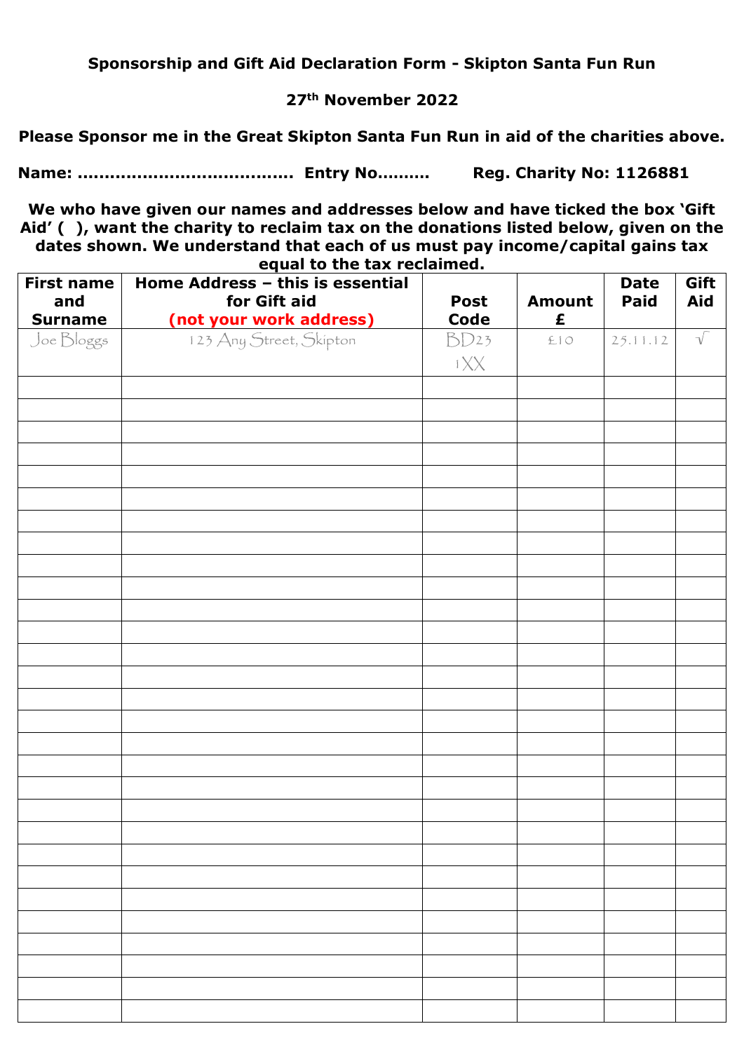**Sponsorship and Gift Aid Declaration Form - Skipton Santa Fun Run**

**27th November 2022**

**Please Sponsor me in the Great Skipton Santa Fun Run in aid of the charities above.**

**Name: ………………………………… Entry No………  Reg. Charity No: 1126881**

**We who have given our names and addresses below and have ticked the box 'Gift Aid' ( ), want the charity to reclaim tax on the donations listed below, given on the dates shown. We understand that each of us must pay income/capital gains tax equal to the tax reclaimed.**

| First name and Surname | Home Address – this is essential for Gift aid (not your work address) | Post Code | Amount £ | Date Paid | Gift Aid |
|---|---|---|---|---|---|
| Joe Bloggs | 123 Any Street, Skipton | BD23 1XX | £10 | 25.11.12 | √ |
| | | | | | |
| | | | | | |
| | | | | | |
| | | | | | |
| | | | | | |
| | | | | | |
| | | | | | |
| | | | | | |
| | | | | | |
| | | | | | |
| | | | | | |
| | | | | | |
| | | | | | |
| | | | | | |
| | | | | | |
| | | | | | |
| | | | | | |
| | | | | | |
| | | | | | |
| | | | | | |
| | | | | | |
| | | | | | |
| | | | | | |
| | | | | | |
| | | | | | |
| | | | | | |
| | | | | | |
| | | | | | |